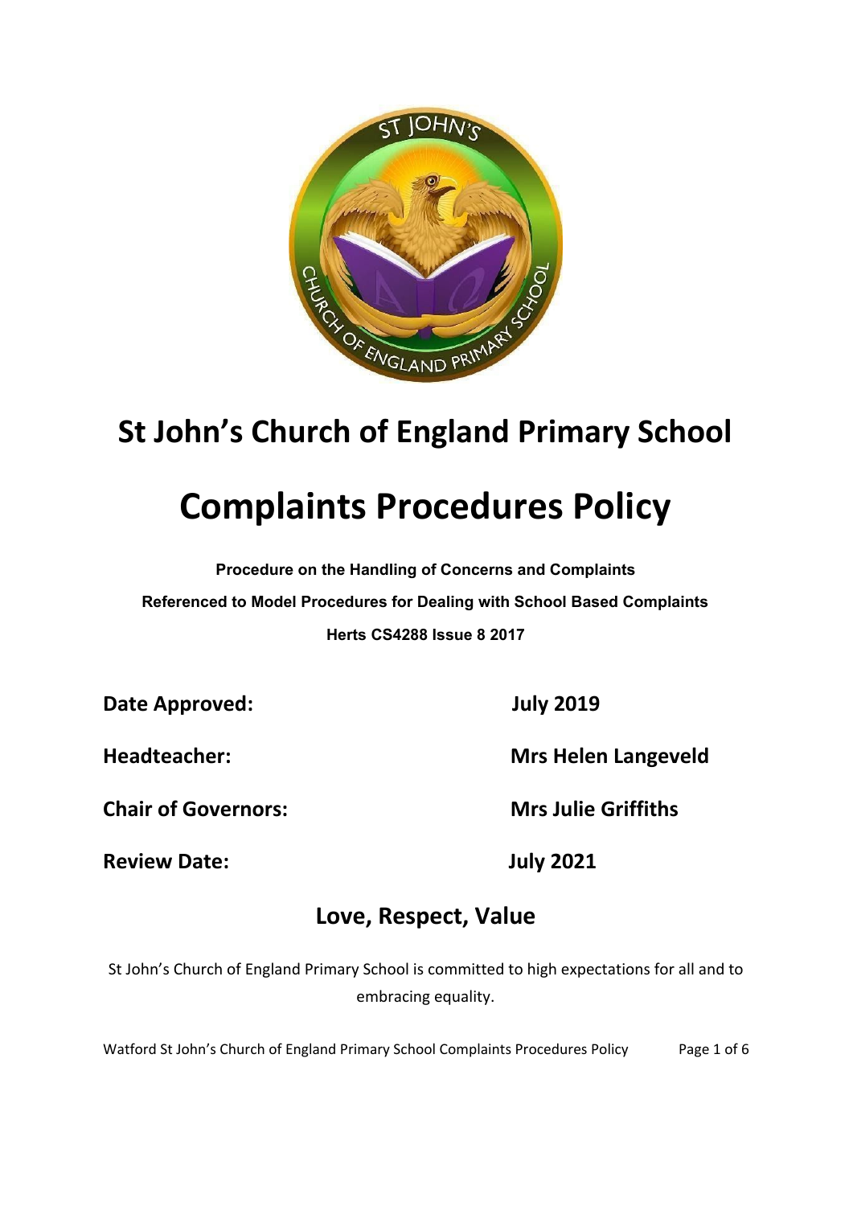# St John's Church of England Primary School

# Complaints Procedures Policy

**Procedure on the Handling of Concerns and Complaints**

**Referenced to Model Procedures for Dealing with School Based Complaints**

**Herts CS4288 Issue 8 2017**

| | |
|---|---|
| **Date Approved:** | **July 2019** |
| **Headteacher:** | **Mrs Helen Langeveld** |
| **Chair of Governors:** | **Mrs Julie Griffiths** |
| **Review Date:** | **July 2021** |

## Love, Respect, Value

St John's Church of England Primary School is committed to high expectations for all and to embracing equality.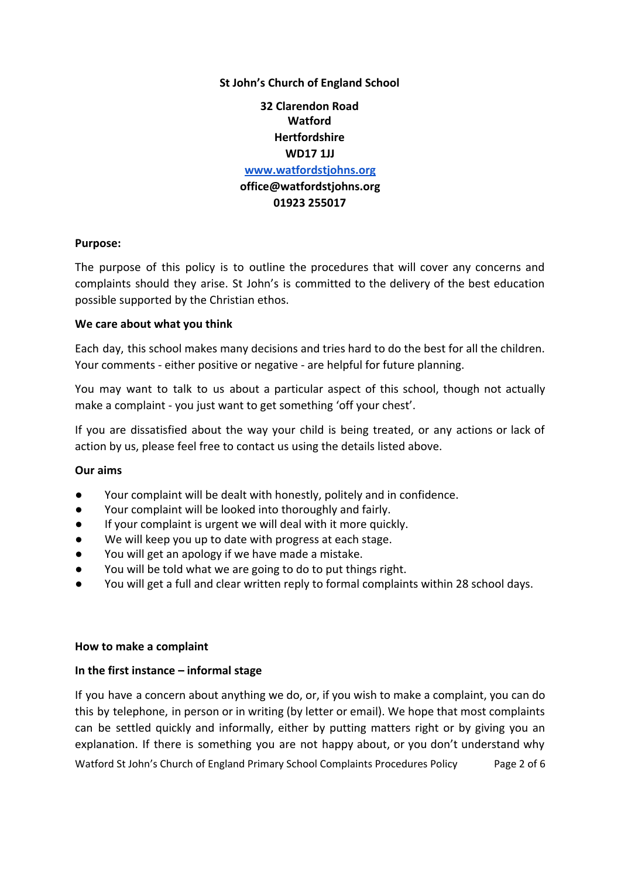**St John's Church of England School**

**32 Clarendon Road**
**Watford**
**Hertfordshire**
**WD17 1JJ**
**[www.watfordstjohns.org](http://www.watfordstjohns.org)**
**office@watfordstjohns.org**
**01923 255017**

**Purpose:**

The purpose of this policy is to outline the procedures that will cover any concerns and complaints should they arise. St John's is committed to the delivery of the best education possible supported by the Christian ethos.

**We care about what you think**

Each day, this school makes many decisions and tries hard to do the best for all the children. Your comments - either positive or negative - are helpful for future planning.

You may want to talk to us about a particular aspect of this school, though not actually make a complaint - you just want to get something 'off your chest'.

If you are dissatisfied about the way your child is being treated, or any actions or lack of action by us, please feel free to contact us using the details listed above.

**Our aims**

- Your complaint will be dealt with honestly, politely and in confidence.
- Your complaint will be looked into thoroughly and fairly.
- If your complaint is urgent we will deal with it more quickly.
- We will keep you up to date with progress at each stage.
- You will get an apology if we have made a mistake.
- You will be told what we are going to do to put things right.
- You will get a full and clear written reply to formal complaints within 28 school days.

**How to make a complaint**

**In the first instance – informal stage**

If you have a concern about anything we do, or, if you wish to make a complaint, you can do this by telephone, in person or in writing (by letter or email). We hope that most complaints can be settled quickly and informally, either by putting matters right or by giving you an explanation. If there is something you are not happy about, or you don't understand why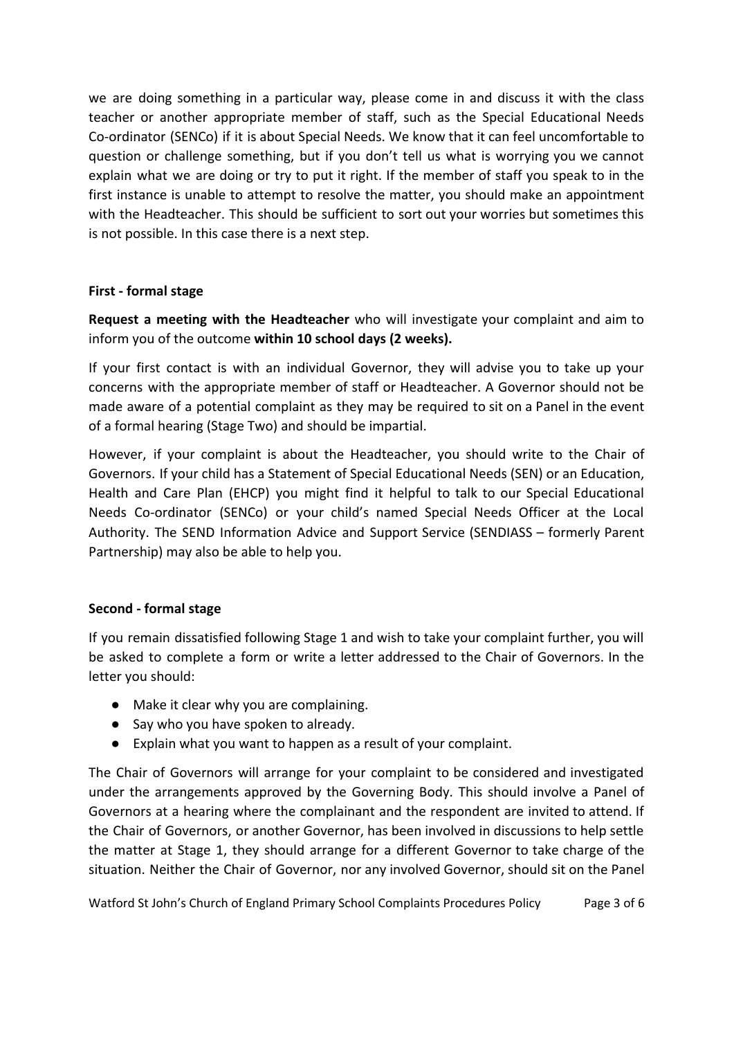we are doing something in a particular way, please come in and discuss it with the class teacher or another appropriate member of staff, such as the Special Educational Needs Co-ordinator (SENCo) if it is about Special Needs. We know that it can feel uncomfortable to question or challenge something, but if you don't tell us what is worrying you we cannot explain what we are doing or try to put it right. If the member of staff you speak to in the first instance is unable to attempt to resolve the matter, you should make an appointment with the Headteacher. This should be sufficient to sort out your worries but sometimes this is not possible. In this case there is a next step.

**First - formal stage**

**Request a meeting with the Headteacher** who will investigate your complaint and aim to inform you of the outcome **within 10 school days (2 weeks).**

If your first contact is with an individual Governor, they will advise you to take up your concerns with the appropriate member of staff or Headteacher. A Governor should not be made aware of a potential complaint as they may be required to sit on a Panel in the event of a formal hearing (Stage Two) and should be impartial.

However, if your complaint is about the Headteacher, you should write to the Chair of Governors. If your child has a Statement of Special Educational Needs (SEN) or an Education, Health and Care Plan (EHCP) you might find it helpful to talk to our Special Educational Needs Co-ordinator (SENCo) or your child's named Special Needs Officer at the Local Authority. The SEND Information Advice and Support Service (SENDIASS – formerly Parent Partnership) may also be able to help you.

**Second - formal stage**

If you remain dissatisfied following Stage 1 and wish to take your complaint further, you will be asked to complete a form or write a letter addressed to the Chair of Governors. In the letter you should:

- Make it clear why you are complaining.
- Say who you have spoken to already.
- Explain what you want to happen as a result of your complaint.

The Chair of Governors will arrange for your complaint to be considered and investigated under the arrangements approved by the Governing Body. This should involve a Panel of Governors at a hearing where the complainant and the respondent are invited to attend. If the Chair of Governors, or another Governor, has been involved in discussions to help settle the matter at Stage 1, they should arrange for a different Governor to take charge of the situation. Neither the Chair of Governor, nor any involved Governor, should sit on the Panel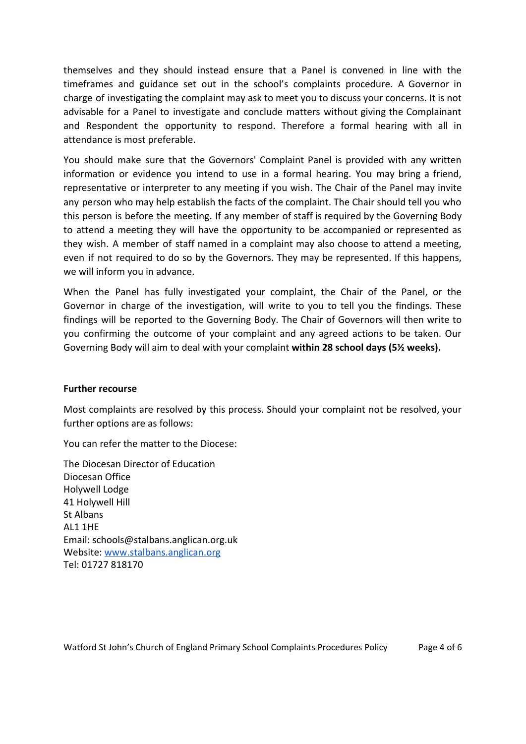themselves and they should instead ensure that a Panel is convened in line with the timeframes and guidance set out in the school's complaints procedure. A Governor in charge of investigating the complaint may ask to meet you to discuss your concerns. It is not advisable for a Panel to investigate and conclude matters without giving the Complainant and Respondent the opportunity to respond. Therefore a formal hearing with all in attendance is most preferable.

You should make sure that the Governors' Complaint Panel is provided with any written information or evidence you intend to use in a formal hearing. You may bring a friend, representative or interpreter to any meeting if you wish. The Chair of the Panel may invite any person who may help establish the facts of the complaint. The Chair should tell you who this person is before the meeting. If any member of staff is required by the Governing Body to attend a meeting they will have the opportunity to be accompanied or represented as they wish. A member of staff named in a complaint may also choose to attend a meeting, even if not required to do so by the Governors. They may be represented. If this happens, we will inform you in advance.

When the Panel has fully investigated your complaint, the Chair of the Panel, or the Governor in charge of the investigation, will write to you to tell you the findings. These findings will be reported to the Governing Body. The Chair of Governors will then write to you confirming the outcome of your complaint and any agreed actions to be taken. Our Governing Body will aim to deal with your complaint **within 28 school days (5½ weeks).**

**Further recourse**

Most complaints are resolved by this process. Should your complaint not be resolved, your further options are as follows:

You can refer the matter to the Diocese:

The Diocesan Director of Education
Diocesan Office
Holywell Lodge
41 Holywell Hill
St Albans
AL1 1HE
Email: schools@stalbans.anglican.org.uk
Website: [www.stalbans.anglican.org](http://www.stalbans.anglican.org)
Tel: 01727 818170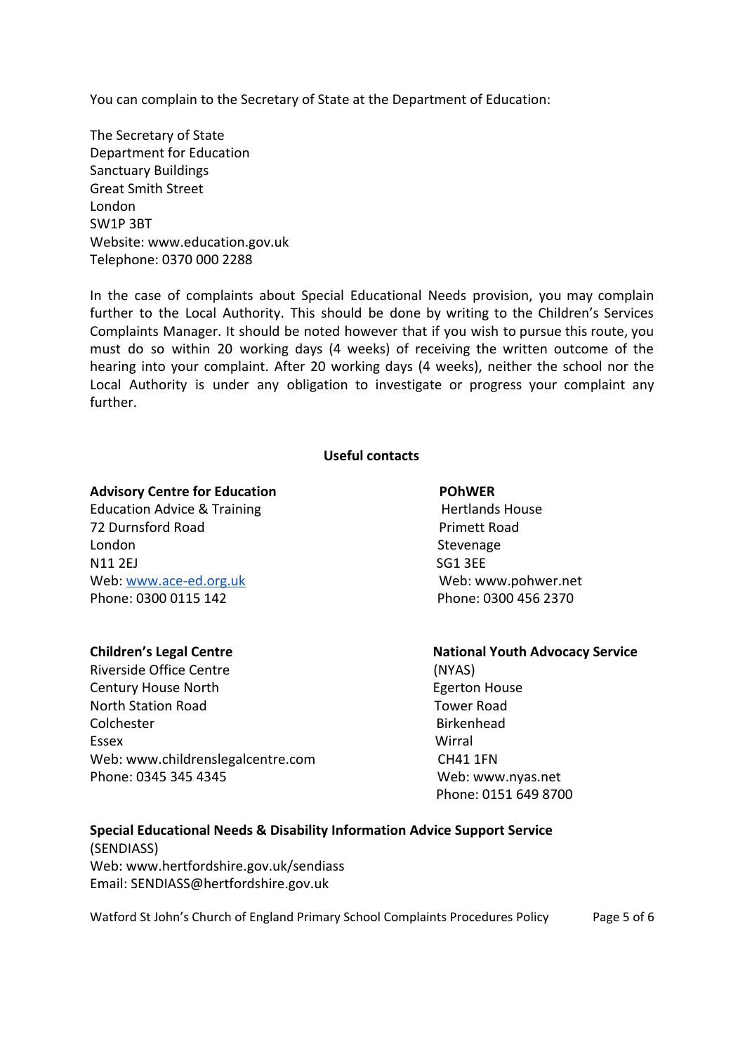You can complain to the Secretary of State at the Department of Education:

The Secretary of State
Department for Education
Sanctuary Buildings
Great Smith Street
London
SW1P 3BT
Website: www.education.gov.uk
Telephone: 0370 000 2288

In the case of complaints about Special Educational Needs provision, you may complain further to the Local Authority. This should be done by writing to the Children's Services Complaints Manager. It should be noted however that if you wish to pursue this route, you must do so within 20 working days (4 weeks) of receiving the written outcome of the hearing into your complaint. After 20 working days (4 weeks), neither the school nor the Local Authority is under any obligation to investigate or progress your complaint any further.

**Useful contacts**

**Advisory Centre for Education**
Education Advice & Training
72 Durnsford Road
London
N11 2EJ
Web: www.ace-ed.org.uk
Phone: 0300 0115 142

**POhWER**
Hertlands House
Primett Road
Stevenage
SG1 3EE
Web: www.pohwer.net
Phone: 0300 456 2370

**Children's Legal Centre**
Riverside Office Centre
Century House North
North Station Road
Colchester
Essex
Web: www.childrenslegalcentre.com
Phone: 0345 345 4345

**National Youth Advocacy Service**
(NYAS)
Egerton House
Tower Road
Birkenhead
Wirral
CH41 1FN
Web: www.nyas.net
Phone: 0151 649 8700

**Special Educational Needs & Disability Information Advice Support Service**
(SENDIASS)
Web: www.hertfordshire.gov.uk/sendiass
Email: SENDIASS@hertfordshire.gov.uk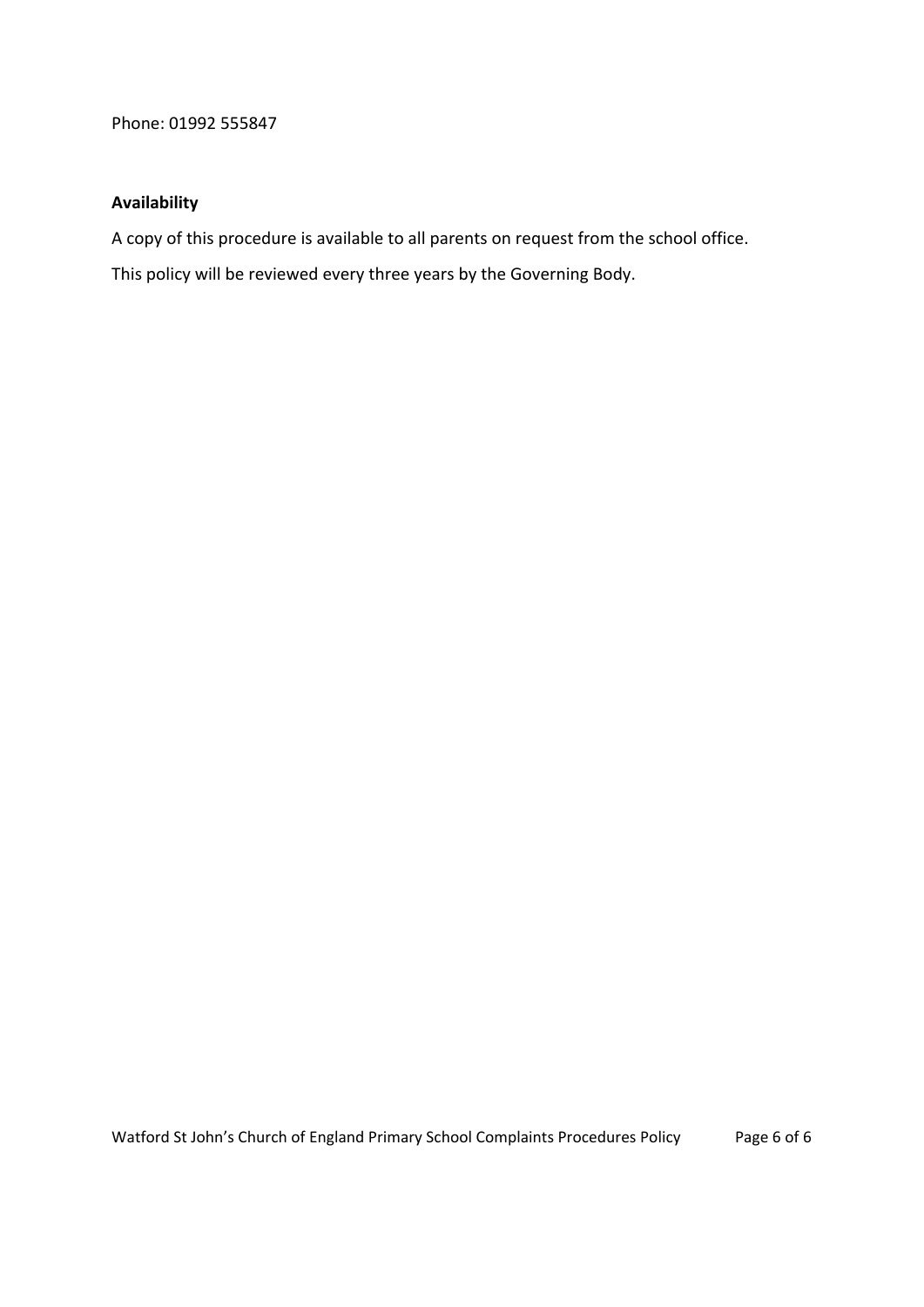Phone: 01992 555847

**Availability**

A copy of this procedure is available to all parents on request from the school office.

This policy will be reviewed every three years by the Governing Body.